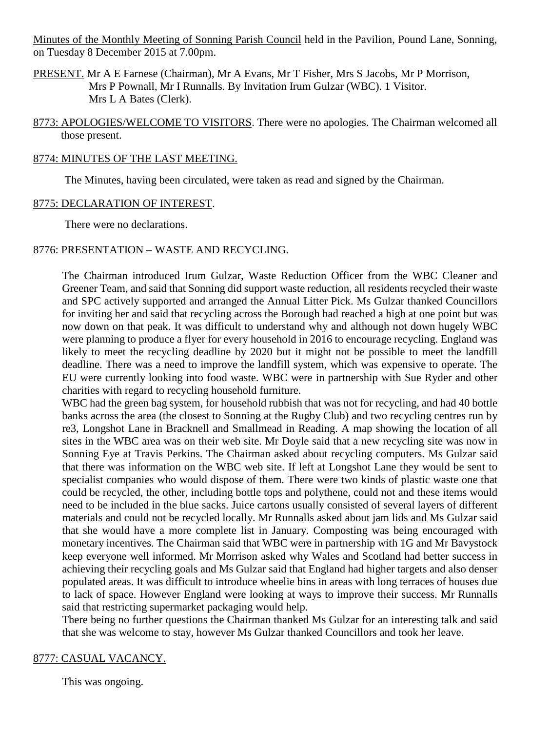Minutes of the Monthly Meeting of Sonning Parish Council held in the Pavilion, Pound Lane, Sonning, on Tuesday 8 December 2015 at 7.00pm.

PRESENT. Mr A E Farnese (Chairman), Mr A Evans, Mr T Fisher, Mrs S Jacobs, Mr P Morrison, Mrs P Pownall, Mr I Runnalls. By Invitation Irum Gulzar (WBC). 1 Visitor. Mrs L A Bates (Clerk).

8773: APOLOGIES/WELCOME TO VISITORS. There were no apologies. The Chairman welcomed all those present.

8774: MINUTES OF THE LAST MEETING.

The Minutes, having been circulated, were taken as read and signed by the Chairman.

8775: DECLARATION OF INTEREST.

There were no declarations.

8776: PRESENTATION – WASTE AND RECYCLING.

The Chairman introduced Irum Gulzar, Waste Reduction Officer from the WBC Cleaner and Greener Team, and said that Sonning did support waste reduction, all residents recycled their waste and SPC actively supported and arranged the Annual Litter Pick. Ms Gulzar thanked Councillors for inviting her and said that recycling across the Borough had reached a high at one point but was now down on that peak. It was difficult to understand why and although not down hugely WBC were planning to produce a flyer for every household in 2016 to encourage recycling. England was likely to meet the recycling deadline by 2020 but it might not be possible to meet the landfill deadline. There was a need to improve the landfill system, which was expensive to operate. The EU were currently looking into food waste. WBC were in partnership with Sue Ryder and other charities with regard to recycling household furniture.

WBC had the green bag system, for household rubbish that was not for recycling, and had 40 bottle banks across the area (the closest to Sonning at the Rugby Club) and two recycling centres run by re3, Longshot Lane in Bracknell and Smallmead in Reading. A map showing the location of all sites in the WBC area was on their web site. Mr Doyle said that a new recycling site was now in Sonning Eye at Travis Perkins. The Chairman asked about recycling computers. Ms Gulzar said that there was information on the WBC web site. If left at Longshot Lane they would be sent to specialist companies who would dispose of them. There were two kinds of plastic waste one that could be recycled, the other, including bottle tops and polythene, could not and these items would need to be included in the blue sacks. Juice cartons usually consisted of several layers of different materials and could not be recycled locally. Mr Runnalls asked about jam lids and Ms Gulzar said that she would have a more complete list in January. Composting was being encouraged with monetary incentives. The Chairman said that WBC were in partnership with 1G and Mr Bavystock keep everyone well informed. Mr Morrison asked why Wales and Scotland had better success in achieving their recycling goals and Ms Gulzar said that England had higher targets and also denser populated areas. It was difficult to introduce wheelie bins in areas with long terraces of houses due to lack of space. However England were looking at ways to improve their success. Mr Runnalls said that restricting supermarket packaging would help.

There being no further questions the Chairman thanked Ms Gulzar for an interesting talk and said that she was welcome to stay, however Ms Gulzar thanked Councillors and took her leave.

8777: CASUAL VACANCY.

This was ongoing.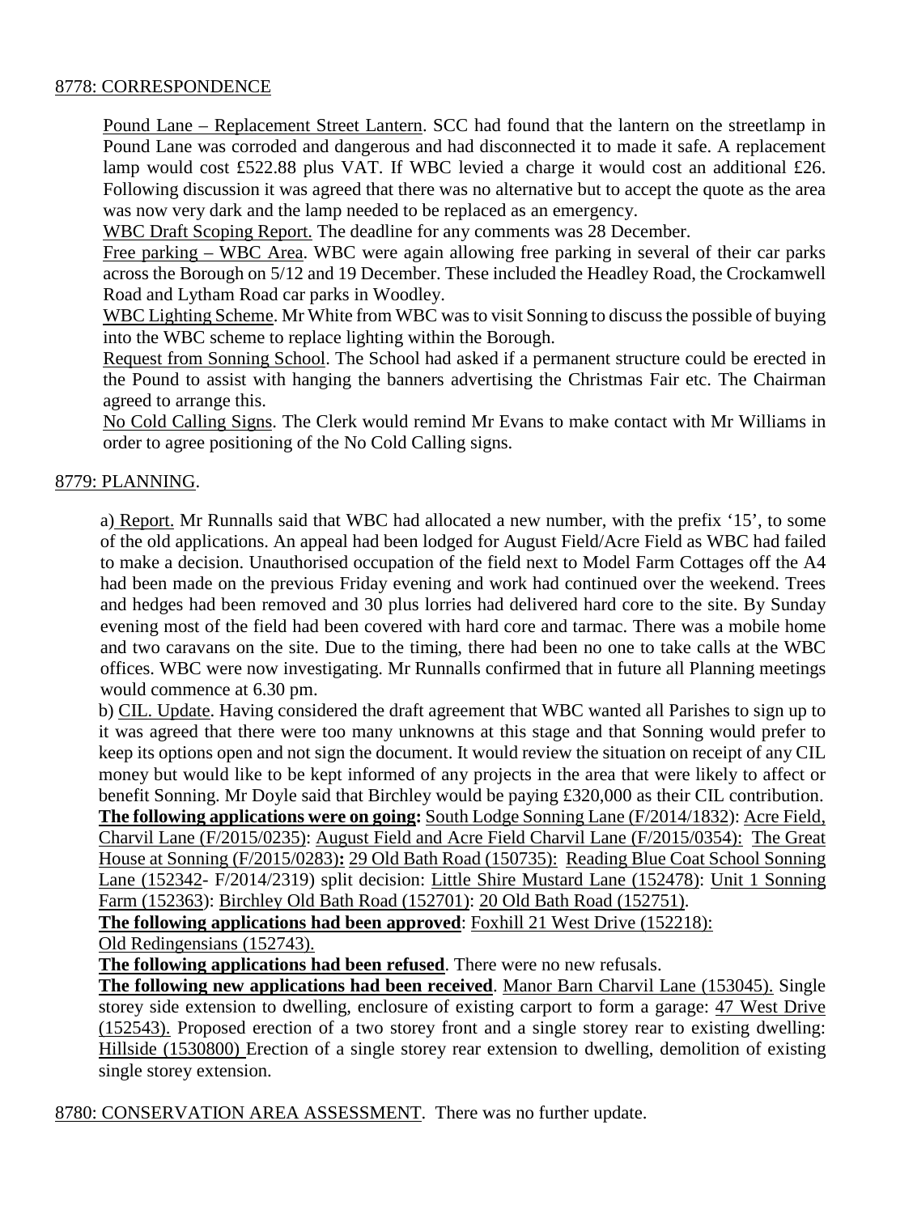8778: CORRESPONDENCE

Pound Lane – Replacement Street Lantern. SCC had found that the lantern on the streetlamp in Pound Lane was corroded and dangerous and had disconnected it to made it safe. A replacement lamp would cost £522.88 plus VAT. If WBC levied a charge it would cost an additional £26. Following discussion it was agreed that there was no alternative but to accept the quote as the area was now very dark and the lamp needed to be replaced as an emergency.

WBC Draft Scoping Report. The deadline for any comments was 28 December.

Free parking – WBC Area. WBC were again allowing free parking in several of their car parks across the Borough on 5/12 and 19 December. These included the Headley Road, the Crockamwell Road and Lytham Road car parks in Woodley.

WBC Lighting Scheme. Mr White from WBC was to visit Sonning to discuss the possible of buying into the WBC scheme to replace lighting within the Borough.

Request from Sonning School. The School had asked if a permanent structure could be erected in the Pound to assist with hanging the banners advertising the Christmas Fair etc. The Chairman agreed to arrange this.

No Cold Calling Signs. The Clerk would remind Mr Evans to make contact with Mr Williams in order to agree positioning of the No Cold Calling signs.

8779: PLANNING.

a) Report. Mr Runnalls said that WBC had allocated a new number, with the prefix '15', to some of the old applications. An appeal had been lodged for August Field/Acre Field as WBC had failed to make a decision. Unauthorised occupation of the field next to Model Farm Cottages off the A4 had been made on the previous Friday evening and work had continued over the weekend. Trees and hedges had been removed and 30 plus lorries had delivered hard core to the site. By Sunday evening most of the field had been covered with hard core and tarmac. There was a mobile home and two caravans on the site. Due to the timing, there had been no one to take calls at the WBC offices. WBC were now investigating. Mr Runnalls confirmed that in future all Planning meetings would commence at 6.30 pm.

b) CIL. Update. Having considered the draft agreement that WBC wanted all Parishes to sign up to it was agreed that there were too many unknowns at this stage and that Sonning would prefer to keep its options open and not sign the document. It would review the situation on receipt of any CIL money but would like to be kept informed of any projects in the area that were likely to affect or benefit Sonning. Mr Doyle said that Birchley would be paying £320,000 as their CIL contribution.

**The following applications were on going:** South Lodge Sonning Lane (F/2014/1832): Acre Field, Charvil Lane (F/2015/0235): August Field and Acre Field Charvil Lane (F/2015/0354): The Great House at Sonning (F/2015/0283)**:** 29 Old Bath Road (150735): Reading Blue Coat School Sonning Lane (152342- F/2014/2319) split decision: Little Shire Mustard Lane (152478): Unit 1 Sonning Farm (152363): Birchley Old Bath Road (152701): 20 Old Bath Road (152751).

**The following applications had been approved**: Foxhill 21 West Drive (152218): Old Redingensians (152743).

**The following applications had been refused**. There were no new refusals.

**The following new applications had been received**. Manor Barn Charvil Lane (153045). Single storey side extension to dwelling, enclosure of existing carport to form a garage: 47 West Drive (152543). Proposed erection of a two storey front and a single storey rear to existing dwelling: Hillside (1530800) Erection of a single storey rear extension to dwelling, demolition of existing single storey extension.

8780: CONSERVATION AREA ASSESSMENT. There was no further update.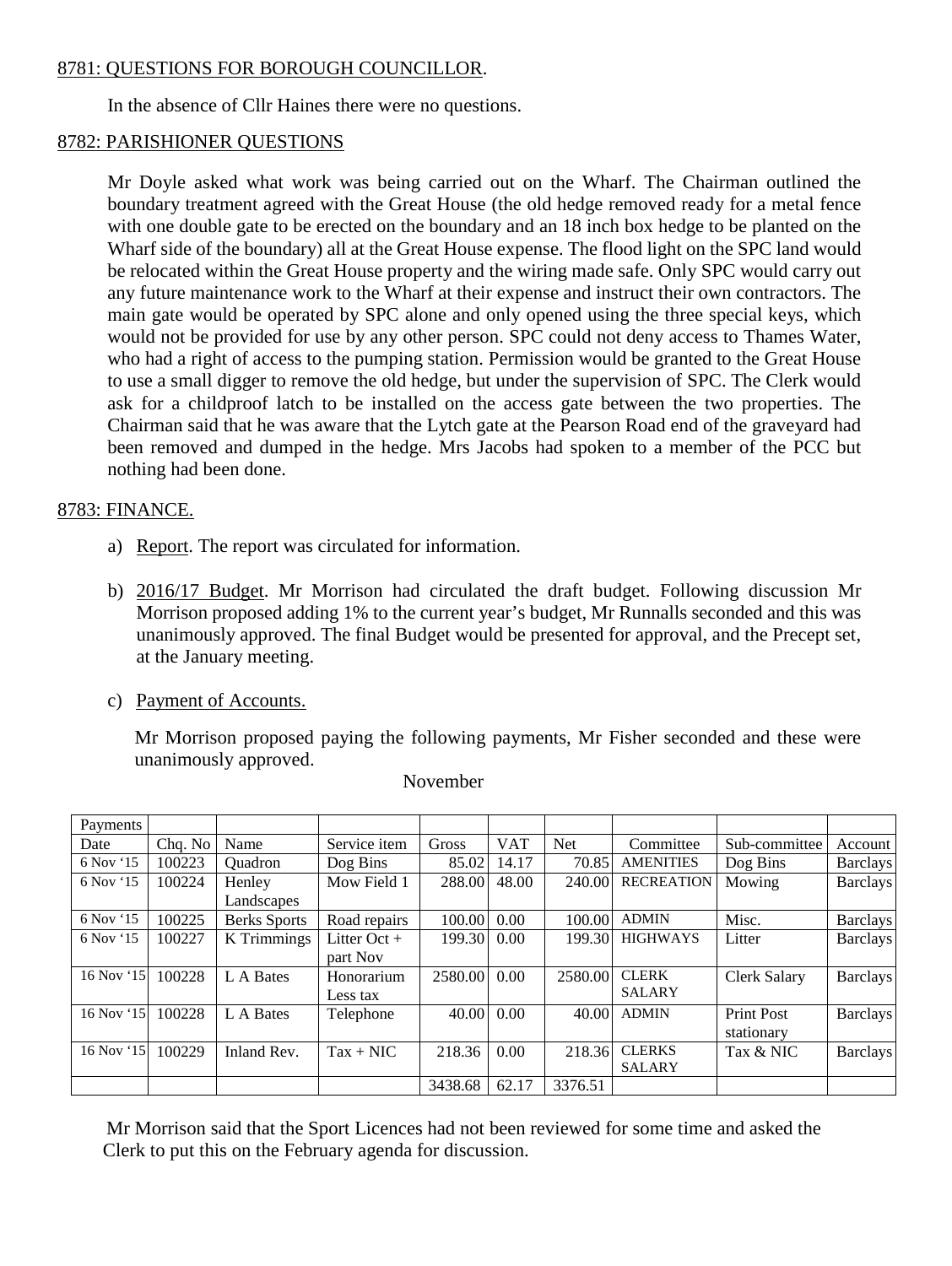8781: QUESTIONS FOR BOROUGH COUNCILLOR.

In the absence of Cllr Haines there were no questions.

8782: PARISHIONER QUESTIONS

Mr Doyle asked what work was being carried out on the Wharf. The Chairman outlined the boundary treatment agreed with the Great House (the old hedge removed ready for a metal fence with one double gate to be erected on the boundary and an 18 inch box hedge to be planted on the Wharf side of the boundary) all at the Great House expense. The flood light on the SPC land would be relocated within the Great House property and the wiring made safe. Only SPC would carry out any future maintenance work to the Wharf at their expense and instruct their own contractors. The main gate would be operated by SPC alone and only opened using the three special keys, which would not be provided for use by any other person. SPC could not deny access to Thames Water, who had a right of access to the pumping station. Permission would be granted to the Great House to use a small digger to remove the old hedge, but under the supervision of SPC. The Clerk would ask for a childproof latch to be installed on the access gate between the two properties. The Chairman said that he was aware that the Lytch gate at the Pearson Road end of the graveyard had been removed and dumped in the hedge. Mrs Jacobs had spoken to a member of the PCC but nothing had been done.

8783: FINANCE.

a) Report. The report was circulated for information.

b) 2016/17 Budget. Mr Morrison had circulated the draft budget. Following discussion Mr Morrison proposed adding 1% to the current year's budget, Mr Runnalls seconded and this was unanimously approved. The final Budget would be presented for approval, and the Precept set, at the January meeting.

c) Payment of Accounts.

Mr Morrison proposed paying the following payments, Mr Fisher seconded and these were unanimously approved.

November

| Payments | | | | | | | | | |
|---|---|---|---|---|---|---|---|---|---|
| Date | Chq. No | Name | Service item | Gross | VAT | Net | Committee | Sub-committee | Account |
| 6 Nov '15 | 100223 | Quadron | Dog Bins | 85.02 | 14.17 | 70.85 | AMENITIES | Dog Bins | Barclays |
| 6 Nov '15 | 100224 | Henley Landscapes | Mow Field 1 | 288.00 | 48.00 | 240.00 | RECREATION | Mowing | Barclays |
| 6 Nov '15 | 100225 | Berks Sports | Road repairs | 100.00 | 0.00 | 100.00 | ADMIN | Misc. | Barclays |
| 6 Nov '15 | 100227 | K Trimmings | Litter Oct + part Nov | 199.30 | 0.00 | 199.30 | HIGHWAYS | Litter | Barclays |
| 16 Nov '15 | 100228 | L A Bates | Honorarium Less tax | 2580.00 | 0.00 | 2580.00 | CLERK SALARY | Clerk Salary | Barclays |
| 16 Nov '15 | 100228 | L A Bates | Telephone | 40.00 | 0.00 | 40.00 | ADMIN | Print Post stationary | Barclays |
| 16 Nov '15 | 100229 | Inland Rev. | Tax + NIC | 218.36 | 0.00 | 218.36 | CLERKS SALARY | Tax & NIC | Barclays |
| | | | | 3438.68 | 62.17 | 3376.51 | | | |

Mr Morrison said that the Sport Licences had not been reviewed for some time and asked the Clerk to put this on the February agenda for discussion.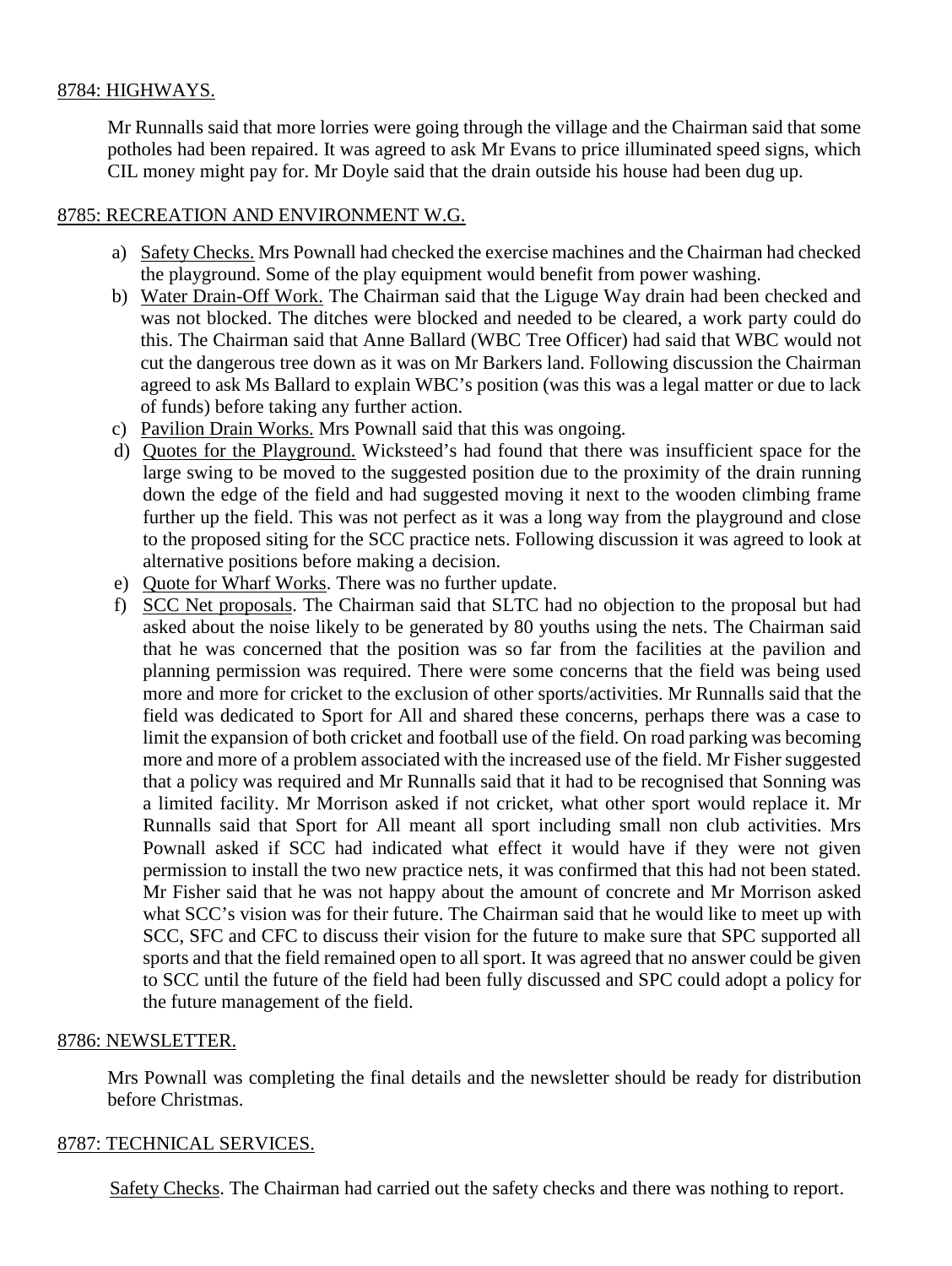8784: HIGHWAYS.

Mr Runnalls said that more lorries were going through the village and the Chairman said that some potholes had been repaired. It was agreed to ask Mr Evans to price illuminated speed signs, which CIL money might pay for. Mr Doyle said that the drain outside his house had been dug up.

8785: RECREATION AND ENVIRONMENT W.G.

a) Safety Checks. Mrs Pownall had checked the exercise machines and the Chairman had checked the playground. Some of the play equipment would benefit from power washing.
b) Water Drain-Off Work. The Chairman said that the Liguge Way drain had been checked and was not blocked. The ditches were blocked and needed to be cleared, a work party could do this. The Chairman said that Anne Ballard (WBC Tree Officer) had said that WBC would not cut the dangerous tree down as it was on Mr Barkers land. Following discussion the Chairman agreed to ask Ms Ballard to explain WBC's position (was this was a legal matter or due to lack of funds) before taking any further action.
c) Pavilion Drain Works. Mrs Pownall said that this was ongoing.
d) Quotes for the Playground. Wicksteed's had found that there was insufficient space for the large swing to be moved to the suggested position due to the proximity of the drain running down the edge of the field and had suggested moving it next to the wooden climbing frame further up the field. This was not perfect as it was a long way from the playground and close to the proposed siting for the SCC practice nets. Following discussion it was agreed to look at alternative positions before making a decision.
e) Quote for Wharf Works. There was no further update.
f) SCC Net proposals. The Chairman said that SLTC had no objection to the proposal but had asked about the noise likely to be generated by 80 youths using the nets. The Chairman said that he was concerned that the position was so far from the facilities at the pavilion and planning permission was required. There were some concerns that the field was being used more and more for cricket to the exclusion of other sports/activities. Mr Runnalls said that the field was dedicated to Sport for All and shared these concerns, perhaps there was a case to limit the expansion of both cricket and football use of the field. On road parking was becoming more and more of a problem associated with the increased use of the field. Mr Fisher suggested that a policy was required and Mr Runnalls said that it had to be recognised that Sonning was a limited facility. Mr Morrison asked if not cricket, what other sport would replace it. Mr Runnalls said that Sport for All meant all sport including small non club activities. Mrs Pownall asked if SCC had indicated what effect it would have if they were not given permission to install the two new practice nets, it was confirmed that this had not been stated. Mr Fisher said that he was not happy about the amount of concrete and Mr Morrison asked what SCC's vision was for their future. The Chairman said that he would like to meet up with SCC, SFC and CFC to discuss their vision for the future to make sure that SPC supported all sports and that the field remained open to all sport. It was agreed that no answer could be given to SCC until the future of the field had been fully discussed and SPC could adopt a policy for the future management of the field.

8786: NEWSLETTER.

Mrs Pownall was completing the final details and the newsletter should be ready for distribution before Christmas.

8787: TECHNICAL SERVICES.

Safety Checks. The Chairman had carried out the safety checks and there was nothing to report.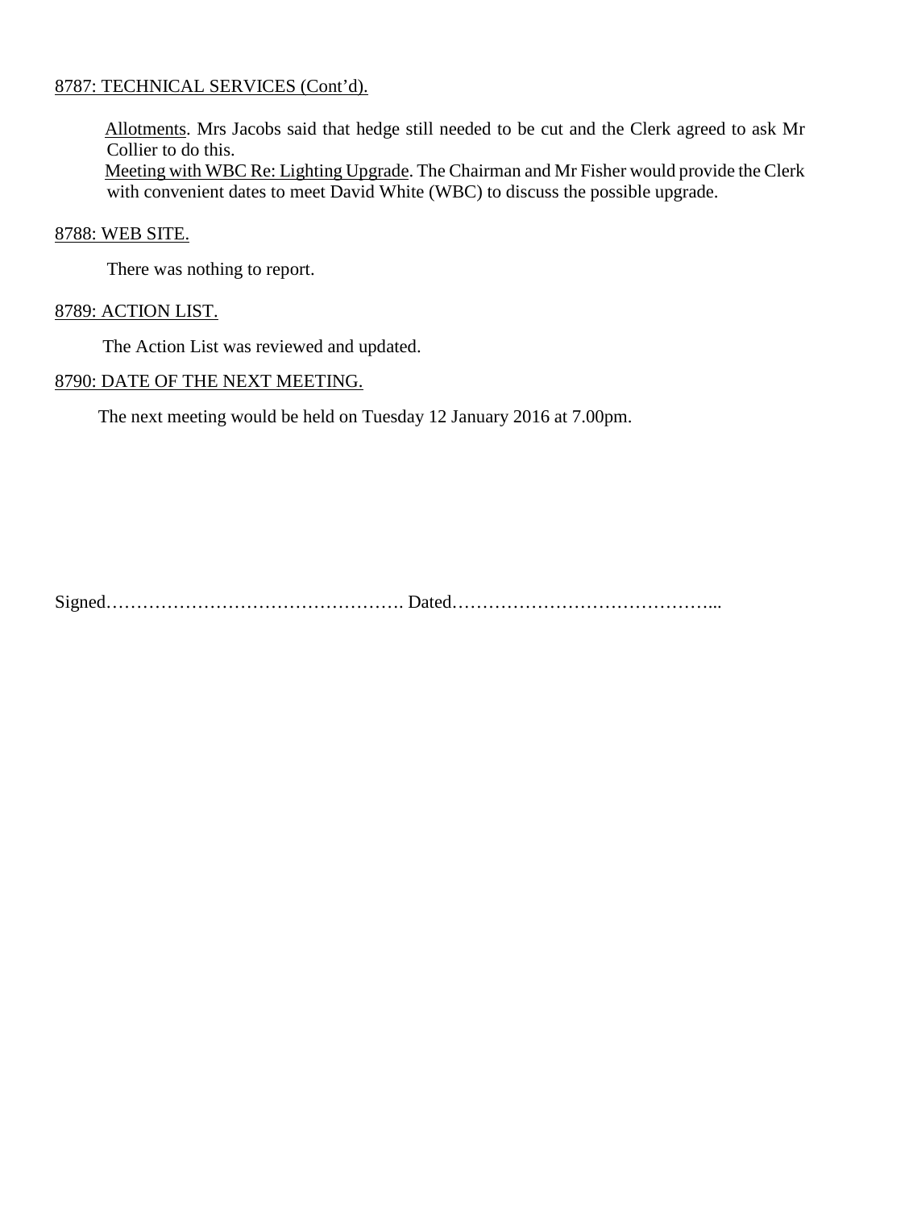8787: TECHNICAL SERVICES (Cont'd).

Allotments. Mrs Jacobs said that hedge still needed to be cut and the Clerk agreed to ask Mr Collier to do this.

Meeting with WBC Re: Lighting Upgrade. The Chairman and Mr Fisher would provide the Clerk with convenient dates to meet David White (WBC) to discuss the possible upgrade.

8788: WEB SITE.

There was nothing to report.

8789: ACTION LIST.

The Action List was reviewed and updated.

8790: DATE OF THE NEXT MEETING.

The next meeting would be held on Tuesday 12 January 2016 at 7.00pm.

Signed…………………………………………. Dated……………………………………...